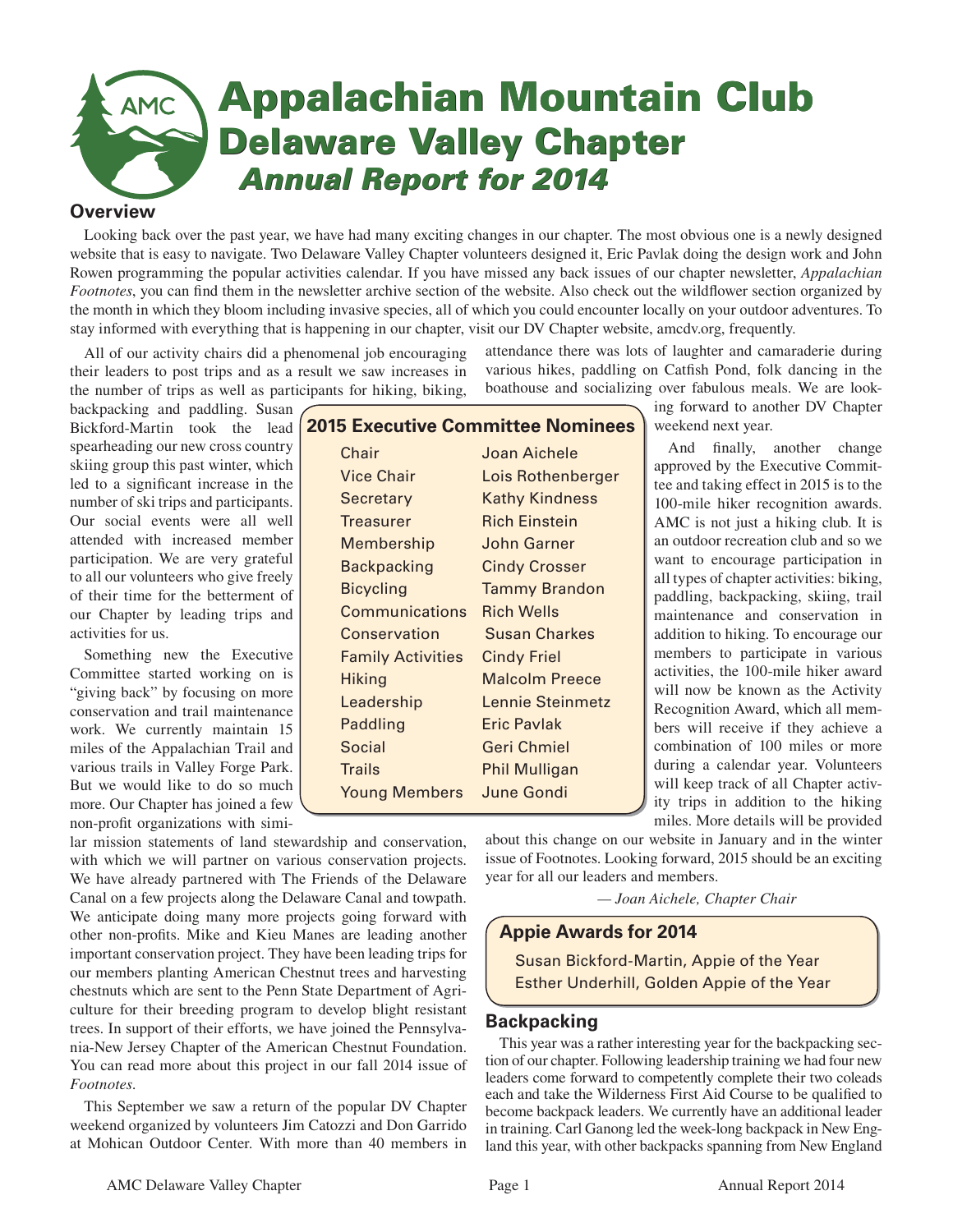# Appalachian Mountain Club
## Delaware Valley Chapter
### *Annual Report for 2014*

## Overview

Looking back over the past year, we have had many exciting changes in our chapter. The most obvious one is a newly designed website that is easy to navigate. Two Delaware Valley Chapter volunteers designed it, Eric Pavlak doing the design work and John Rowen programming the popular activities calendar. If you have missed any back issues of our chapter newsletter, *Appalachian Footnotes*, you can find them in the newsletter archive section of the website. Also check out the wildflower section organized by the month in which they bloom including invasive species, all of which you could encounter locally on your outdoor adventures. To stay informed with everything that is happening in our chapter, visit our DV Chapter website, amcdv.org, frequently.

All of our activity chairs did a phenomenal job encouraging their leaders to post trips and as a result we saw increases in the number of trips as well as participants for hiking, biking, backpacking and paddling. Susan Bickford-Martin took the lead spearheading our new cross country skiing group this past winter, which led to a significant increase in the number of ski trips and participants. Our social events were all well attended with increased member participation. We are very grateful to all our volunteers who give freely of their time for the betterment of our Chapter by leading trips and activities for us.

Something new the Executive Committee started working on is "giving back" by focusing on more conservation and trail maintenance work. We currently maintain 15 miles of the Appalachian Trail and various trails in Valley Forge Park. But we would like to do so much more. Our Chapter has joined a few non-profit organizations with similar mission statements of land stewardship and conservation, with which we will partner on various conservation projects. We have already partnered with The Friends of the Delaware Canal on a few projects along the Delaware Canal and towpath. We anticipate doing many more projects going forward with other non-profits. Mike and Kieu Manes are leading another important conservation project. They have been leading trips for our members planting American Chestnut trees and harvesting chestnuts which are sent to the Penn State Department of Agriculture for their breeding program to develop blight resistant trees. In support of their efforts, we have joined the Pennsylvania-New Jersey Chapter of the American Chestnut Foundation. You can read more about this project in our fall 2014 issue of *Footnotes*.

This September we saw a return of the popular DV Chapter weekend organized by volunteers Jim Catozzi and Don Garrido at Mohican Outdoor Center. With more than 40 members in attendance there was lots of laughter and camaraderie during various hikes, paddling on Catfish Pond, folk dancing in the boathouse and socializing over fabulous meals. We are looking forward to another DV Chapter weekend next year.

And finally, another change approved by the Executive Committee and taking effect in 2015 is to the 100-mile hiker recognition awards. AMC is not just a hiking club. It is an outdoor recreation club and so we want to encourage participation in all types of chapter activities: biking, paddling, backpacking, skiing, trail maintenance and conservation in addition to hiking. To encourage our members to participate in various activities, the 100-mile hiker award will now be known as the Activity Recognition Award, which all members will receive if they achieve a combination of 100 miles or more during a calendar year. Volunteers will keep track of all Chapter activity trips in addition to the hiking miles. More details will be provided about this change on our website in January and in the winter issue of Footnotes. Looking forward, 2015 should be an exciting year for all our leaders and members.

*— Joan Aichele, Chapter Chair*

### 2015 Executive Committee Nominees

| Position | Nominee |
|---|---|
| Chair | Joan Aichele |
| Vice Chair | Lois Rothenberger |
| Secretary | Kathy Kindness |
| Treasurer | Rich Einstein |
| Membership | John Garner |
| Backpacking | Cindy Crosser |
| Bicycling | Tammy Brandon |
| Communications | Rich Wells |
| Conservation | Susan Charkes |
| Family Activities | Cindy Friel |
| Hiking | Malcolm Preece |
| Leadership | Lennie Steinmetz |
| Paddling | Eric Pavlak |
| Social | Geri Chmiel |
| Trails | Phil Mulligan |
| Young Members | June Gondi |

### Appie Awards for 2014

Susan Bickford-Martin, Appie of the Year
Esther Underhill, Golden Appie of the Year

## Backpacking

This year was a rather interesting year for the backpacking section of our chapter. Following leadership training we had four new leaders come forward to competently complete their two coleads each and take the Wilderness First Aid Course to be qualified to become backpack leaders. We currently have an additional leader in training. Carl Ganong led the week-long backpack in New England this year, with other backpacks spanning from New England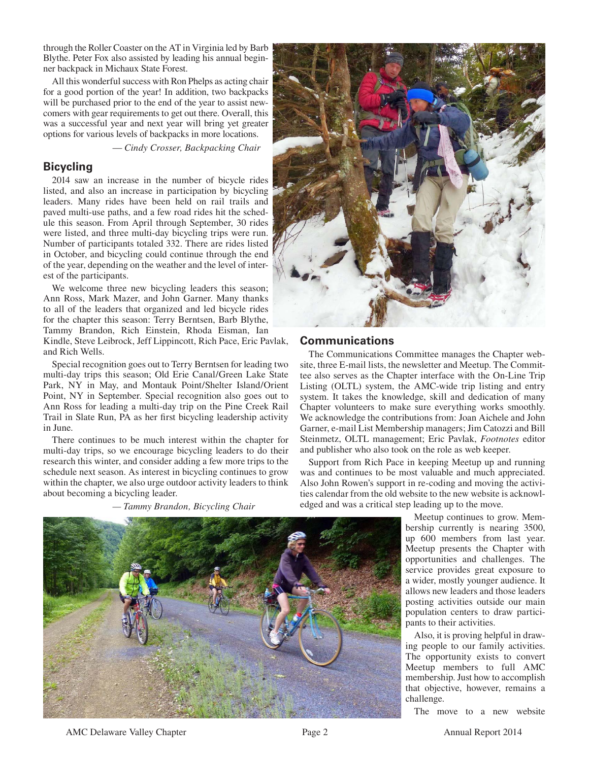through the Roller Coaster on the AT in Virginia led by Barb Blythe. Peter Fox also assisted by leading his annual beginner backpack in Michaux State Forest.

All this wonderful success with Ron Phelps as acting chair for a good portion of the year! In addition, two backpacks will be purchased prior to the end of the year to assist newcomers with gear requirements to get out there. Overall, this was a successful year and next year will bring yet greater options for various levels of backpacks in more locations.

*— Cindy Crosser, Backpacking Chair*

## Bicycling

2014 saw an increase in the number of bicycle rides listed, and also an increase in participation by bicycling leaders. Many rides have been held on rail trails and paved multi-use paths, and a few road rides hit the schedule this season. From April through September, 30 rides were listed, and three multi-day bicycling trips were run. Number of participants totaled 332. There are rides listed in October, and bicycling could continue through the end of the year, depending on the weather and the level of interest of the participants.

We welcome three new bicycling leaders this season; Ann Ross, Mark Mazer, and John Garner. Many thanks to all of the leaders that organized and led bicycle rides for the chapter this season: Terry Berntsen, Barb Blythe, Tammy Brandon, Rich Einstein, Rhoda Eisman, Ian Kindle, Steve Leibrock, Jeff Lippincott, Rich Pace, Eric Pavlak, and Rich Wells.

Special recognition goes out to Terry Berntsen for leading two multi-day trips this season; Old Erie Canal/Green Lake State Park, NY in May, and Montauk Point/Shelter Island/Orient Point, NY in September. Special recognition also goes out to Ann Ross for leading a multi-day trip on the Pine Creek Rail Trail in Slate Run, PA as her first bicycling leadership activity in June.

There continues to be much interest within the chapter for multi-day trips, so we encourage bicycling leaders to do their research this winter, and consider adding a few more trips to the schedule next season. As interest in bicycling continues to grow within the chapter, we also urge outdoor activity leaders to think about becoming a bicycling leader.

*— Tammy Brandon, Bicycling Chair*

## Communications

The Communications Committee manages the Chapter website, three E-mail lists, the newsletter and Meetup. The Committee also serves as the Chapter interface with the On-Line Trip Listing (OLTL) system, the AMC-wide trip listing and entry system. It takes the knowledge, skill and dedication of many Chapter volunteers to make sure everything works smoothly. We acknowledge the contributions from: Joan Aichele and John Garner, e-mail List Membership managers; Jim Catozzi and Bill Steinmetz, OLTL management; Eric Pavlak, *Footnotes* editor and publisher who also took on the role as web keeper.

Support from Rich Pace in keeping Meetup up and running was and continues to be most valuable and much appreciated. Also John Rowen's support in re-coding and moving the activities calendar from the old website to the new website is acknowledged and was a critical step leading up to the move.

Meetup continues to grow. Membership currently is nearing 3500, up 600 members from last year. Meetup presents the Chapter with opportunities and challenges. The service provides great exposure to a wider, mostly younger audience. It allows new leaders and those leaders posting activities outside our main population centers to draw participants to their activities.

Also, it is proving helpful in drawing people to our family activities. The opportunity exists to convert Meetup members to full AMC membership. Just how to accomplish that objective, however, remains a challenge.

The move to a new website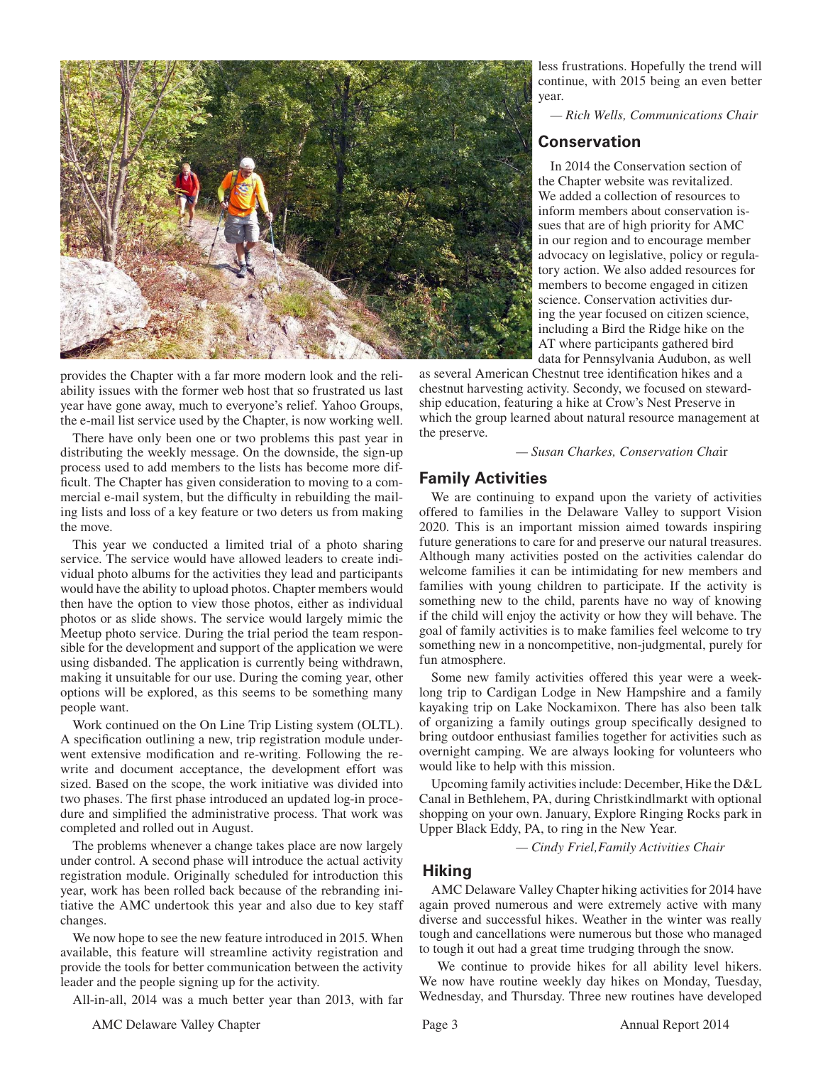provides the Chapter with a far more modern look and the reliability issues with the former web host that so frustrated us last year have gone away, much to everyone's relief. Yahoo Groups, the e-mail list service used by the Chapter, is now working well.

There have only been one or two problems this past year in distributing the weekly message. On the downside, the sign-up process used to add members to the lists has become more difficult. The Chapter has given consideration to moving to a commercial e-mail system, but the difficulty in rebuilding the mailing lists and loss of a key feature or two deters us from making the move.

This year we conducted a limited trial of a photo sharing service. The service would have allowed leaders to create individual photo albums for the activities they lead and participants would have the ability to upload photos. Chapter members would then have the option to view those photos, either as individual photos or as slide shows. The service would largely mimic the Meetup photo service. During the trial period the team responsible for the development and support of the application we were using disbanded. The application is currently being withdrawn, making it unsuitable for our use. During the coming year, other options will be explored, as this seems to be something many people want.

Work continued on the On Line Trip Listing system (OLTL). A specification outlining a new, trip registration module underwent extensive modification and re-writing. Following the re-write and document acceptance, the development effort was sized. Based on the scope, the work initiative was divided into two phases. The first phase introduced an updated log-in procedure and simplified the administrative process. That work was completed and rolled out in August.

The problems whenever a change takes place are now largely under control. A second phase will introduce the actual activity registration module. Originally scheduled for introduction this year, work has been rolled back because of the rebranding initiative the AMC undertook this year and also due to key staff changes.

We now hope to see the new feature introduced in 2015. When available, this feature will streamline activity registration and provide the tools for better communication between the activity leader and the people signing up for the activity.

All-in-all, 2014 was a much better year than 2013, with far less frustrations. Hopefully the trend will continue, with 2015 being an even better year.

*— Rich Wells, Communications Chair*

## Conservation

In 2014 the Conservation section of the Chapter website was revitalized. We added a collection of resources to inform members about conservation issues that are of high priority for AMC in our region and to encourage member advocacy on legislative, policy or regulatory action. We also added resources for members to become engaged in citizen science. Conservation activities during the year focused on citizen science, including a Bird the Ridge hike on the AT where participants gathered bird data for Pennsylvania Audubon, as well as several American Chestnut tree identification hikes and a chestnut harvesting activity. Secondy, we focused on stewardship education, featuring a hike at Crow's Nest Preserve in which the group learned about natural resource management at the preserve.

*— Susan Charkes, Conservation Chair*

## Family Activities

We are continuing to expand upon the variety of activities offered to families in the Delaware Valley to support Vision 2020. This is an important mission aimed towards inspiring future generations to care for and preserve our natural treasures. Although many activities posted on the activities calendar do welcome families it can be intimidating for new members and families with young children to participate. If the activity is something new to the child, parents have no way of knowing if the child will enjoy the activity or how they will behave. The goal of family activities is to make families feel welcome to try something new in a noncompetitive, non-judgmental, purely for fun atmosphere.

Some new family activities offered this year were a week-long trip to Cardigan Lodge in New Hampshire and a family kayaking trip on Lake Nockamixon. There has also been talk of organizing a family outings group specifically designed to bring outdoor enthusiast families together for activities such as overnight camping. We are always looking for volunteers who would like to help with this mission.

Upcoming family activities include: December, Hike the D&L Canal in Bethlehem, PA, during Christkindlmarkt with optional shopping on your own. January, Explore Ringing Rocks park in Upper Black Eddy, PA, to ring in the New Year.

*— Cindy Friel, Family Activities Chair*

## Hiking

AMC Delaware Valley Chapter hiking activities for 2014 have again proved numerous and were extremely active with many diverse and successful hikes. Weather in the winter was really tough and cancellations were numerous but those who managed to tough it out had a great time trudging through the snow.

We continue to provide hikes for all ability level hikers. We now have routine weekly day hikes on Monday, Tuesday, Wednesday, and Thursday. Three new routines have developed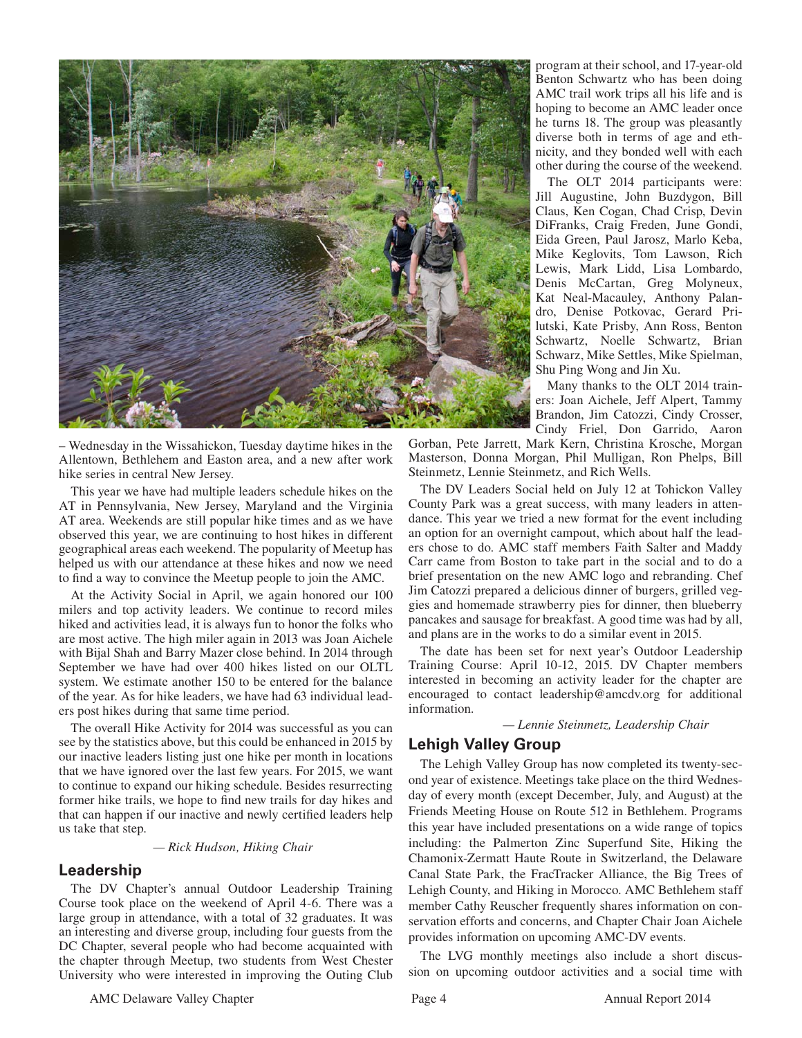– Wednesday in the Wissahickon, Tuesday daytime hikes in the Allentown, Bethlehem and Easton area, and a new after work hike series in central New Jersey.

This year we have had multiple leaders schedule hikes on the AT in Pennsylvania, New Jersey, Maryland and the Virginia AT area. Weekends are still popular hike times and as we have observed this year, we are continuing to host hikes in different geographical areas each weekend. The popularity of Meetup has helped us with our attendance at these hikes and now we need to find a way to convince the Meetup people to join the AMC.

At the Activity Social in April, we again honored our 100 milers and top activity leaders. We continue to record miles hiked and activities lead, it is always fun to honor the folks who are most active. The high miler again in 2013 was Joan Aichele with Bijal Shah and Barry Mazer close behind. In 2014 through September we have had over 400 hikes listed on our OLTL system. We estimate another 150 to be entered for the balance of the year. As for hike leaders, we have had 63 individual leaders post hikes during that same time period.

The overall Hike Activity for 2014 was successful as you can see by the statistics above, but this could be enhanced in 2015 by our inactive leaders listing just one hike per month in locations that we have ignored over the last few years. For 2015, we want to continue to expand our hiking schedule. Besides resurrecting former hike trails, we hope to find new trails for day hikes and that can happen if our inactive and newly certified leaders help us take that step.

*— Rick Hudson, Hiking Chair*

## Leadership

The DV Chapter's annual Outdoor Leadership Training Course took place on the weekend of April 4-6. There was a large group in attendance, with a total of 32 graduates. It was an interesting and diverse group, including four guests from the DC Chapter, several people who had become acquainted with the chapter through Meetup, two students from West Chester University who were interested in improving the Outing Club program at their school, and 17-year-old Benton Schwartz who has been doing AMC trail work trips all his life and is hoping to become an AMC leader once he turns 18. The group was pleasantly diverse both in terms of age and ethnicity, and they bonded well with each other during the course of the weekend.

The OLT 2014 participants were: Jill Augustine, John Buzdygon, Bill Claus, Ken Cogan, Chad Crisp, Devin DiFranks, Craig Freden, June Gondi, Eida Green, Paul Jarosz, Marlo Keba, Mike Keglovits, Tom Lawson, Rich Lewis, Mark Lidd, Lisa Lombardo, Denis McCartan, Greg Molyneux, Kat Neal-Macauley, Anthony Palandro, Denise Potkovac, Gerard Prilutski, Kate Prisby, Ann Ross, Benton Schwartz, Noelle Schwartz, Brian Schwarz, Mike Settles, Mike Spielman, Shu Ping Wong and Jin Xu.

Many thanks to the OLT 2014 trainers: Joan Aichele, Jeff Alpert, Tammy Brandon, Jim Catozzi, Cindy Crosser, Cindy Friel, Don Garrido, Aaron Gorban, Pete Jarrett, Mark Kern, Christina Krosche, Morgan Masterson, Donna Morgan, Phil Mulligan, Ron Phelps, Bill Steinmetz, Lennie Steinmetz, and Rich Wells.

The DV Leaders Social held on July 12 at Tohickon Valley County Park was a great success, with many leaders in attendance. This year we tried a new format for the event including an option for an overnight campout, which about half the leaders chose to do. AMC staff members Faith Salter and Maddy Carr came from Boston to take part in the social and to do a brief presentation on the new AMC logo and rebranding. Chef Jim Catozzi prepared a delicious dinner of burgers, grilled veggies and homemade strawberry pies for dinner, then blueberry pancakes and sausage for breakfast. A good time was had by all, and plans are in the works to do a similar event in 2015.

The date has been set for next year's Outdoor Leadership Training Course: April 10-12, 2015. DV Chapter members interested in becoming an activity leader for the chapter are encouraged to contact leadership@amcdv.org for additional information.

*— Lennie Steinmetz, Leadership Chair*

## Lehigh Valley Group

The Lehigh Valley Group has now completed its twenty-second year of existence. Meetings take place on the third Wednesday of every month (except December, July, and August) at the Friends Meeting House on Route 512 in Bethlehem. Programs this year have included presentations on a wide range of topics including: the Palmerton Zinc Superfund Site, Hiking the Chamonix-Zermatt Haute Route in Switzerland, the Delaware Canal State Park, the FracTracker Alliance, the Big Trees of Lehigh County, and Hiking in Morocco. AMC Bethlehem staff member Cathy Reuscher frequently shares information on conservation efforts and concerns, and Chapter Chair Joan Aichele provides information on upcoming AMC-DV events.

The LVG monthly meetings also include a short discussion on upcoming outdoor activities and a social time with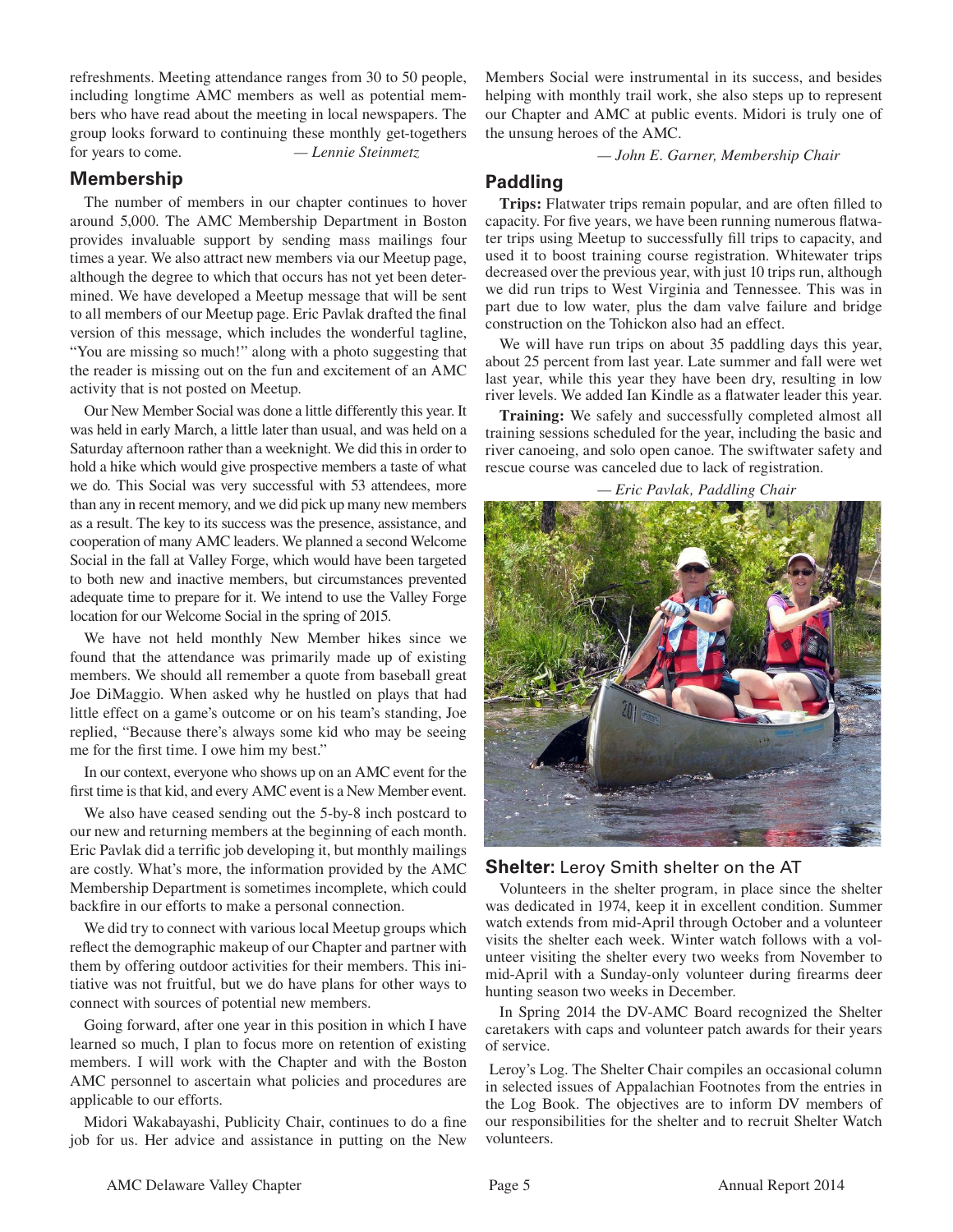refreshments. Meeting attendance ranges from 30 to 50 people, including longtime AMC members as well as potential members who have read about the meeting in local newspapers. The group looks forward to continuing these monthly get-togethers for years to come. *— Lennie Steinmetz*

## Membership

The number of members in our chapter continues to hover around 5,000. The AMC Membership Department in Boston provides invaluable support by sending mass mailings four times a year. We also attract new members via our Meetup page, although the degree to which that occurs has not yet been determined. We have developed a Meetup message that will be sent to all members of our Meetup page. Eric Pavlak drafted the final version of this message, which includes the wonderful tagline, "You are missing so much!" along with a photo suggesting that the reader is missing out on the fun and excitement of an AMC activity that is not posted on Meetup.

Our New Member Social was done a little differently this year. It was held in early March, a little later than usual, and was held on a Saturday afternoon rather than a weeknight. We did this in order to hold a hike which would give prospective members a taste of what we do. This Social was very successful with 53 attendees, more than any in recent memory, and we did pick up many new members as a result. The key to its success was the presence, assistance, and cooperation of many AMC leaders. We planned a second Welcome Social in the fall at Valley Forge, which would have been targeted to both new and inactive members, but circumstances prevented adequate time to prepare for it. We intend to use the Valley Forge location for our Welcome Social in the spring of 2015.

We have not held monthly New Member hikes since we found that the attendance was primarily made up of existing members. We should all remember a quote from baseball great Joe DiMaggio. When asked why he hustled on plays that had little effect on a game's outcome or on his team's standing, Joe replied, "Because there's always some kid who may be seeing me for the first time. I owe him my best."

In our context, everyone who shows up on an AMC event for the first time is that kid, and every AMC event is a New Member event.

We also have ceased sending out the 5-by-8 inch postcard to our new and returning members at the beginning of each month. Eric Pavlak did a terrific job developing it, but monthly mailings are costly. What's more, the information provided by the AMC Membership Department is sometimes incomplete, which could backfire in our efforts to make a personal connection.

We did try to connect with various local Meetup groups which reflect the demographic makeup of our Chapter and partner with them by offering outdoor activities for their members. This initiative was not fruitful, but we do have plans for other ways to connect with sources of potential new members.

Going forward, after one year in this position in which I have learned so much, I plan to focus more on retention of existing members. I will work with the Chapter and with the Boston AMC personnel to ascertain what policies and procedures are applicable to our efforts.

Midori Wakabayashi, Publicity Chair, continues to do a fine job for us. Her advice and assistance in putting on the New Members Social were instrumental in its success, and besides helping with monthly trail work, she also steps up to represent our Chapter and AMC at public events. Midori is truly one of the unsung heroes of the AMC.

*— John E. Garner, Membership Chair*

## Paddling

**Trips:** Flatwater trips remain popular, and are often filled to capacity. For five years, we have been running numerous flatwater trips using Meetup to successfully fill trips to capacity, and used it to boost training course registration. Whitewater trips decreased over the previous year, with just 10 trips run, although we did run trips to West Virginia and Tennessee. This was in part due to low water, plus the dam valve failure and bridge construction on the Tohickon also had an effect.

We will have run trips on about 35 paddling days this year, about 25 percent from last year. Late summer and fall were wet last year, while this year they have been dry, resulting in low river levels. We added Ian Kindle as a flatwater leader this year.

**Training:** We safely and successfully completed almost all training sessions scheduled for the year, including the basic and river canoeing, and solo open canoe. The swiftwater safety and rescue course was canceled due to lack of registration.

*— Eric Pavlak, Paddling Chair*

## Shelter: Leroy Smith shelter on the AT

Volunteers in the shelter program, in place since the shelter was dedicated in 1974, keep it in excellent condition. Summer watch extends from mid-April through October and a volunteer visits the shelter each week. Winter watch follows with a volunteer visiting the shelter every two weeks from November to mid-April with a Sunday-only volunteer during firearms deer hunting season two weeks in December.

In Spring 2014 the DV-AMC Board recognized the Shelter caretakers with caps and volunteer patch awards for their years of service.

Leroy's Log. The Shelter Chair compiles an occasional column in selected issues of Appalachian Footnotes from the entries in the Log Book. The objectives are to inform DV members of our responsibilities for the shelter and to recruit Shelter Watch volunteers.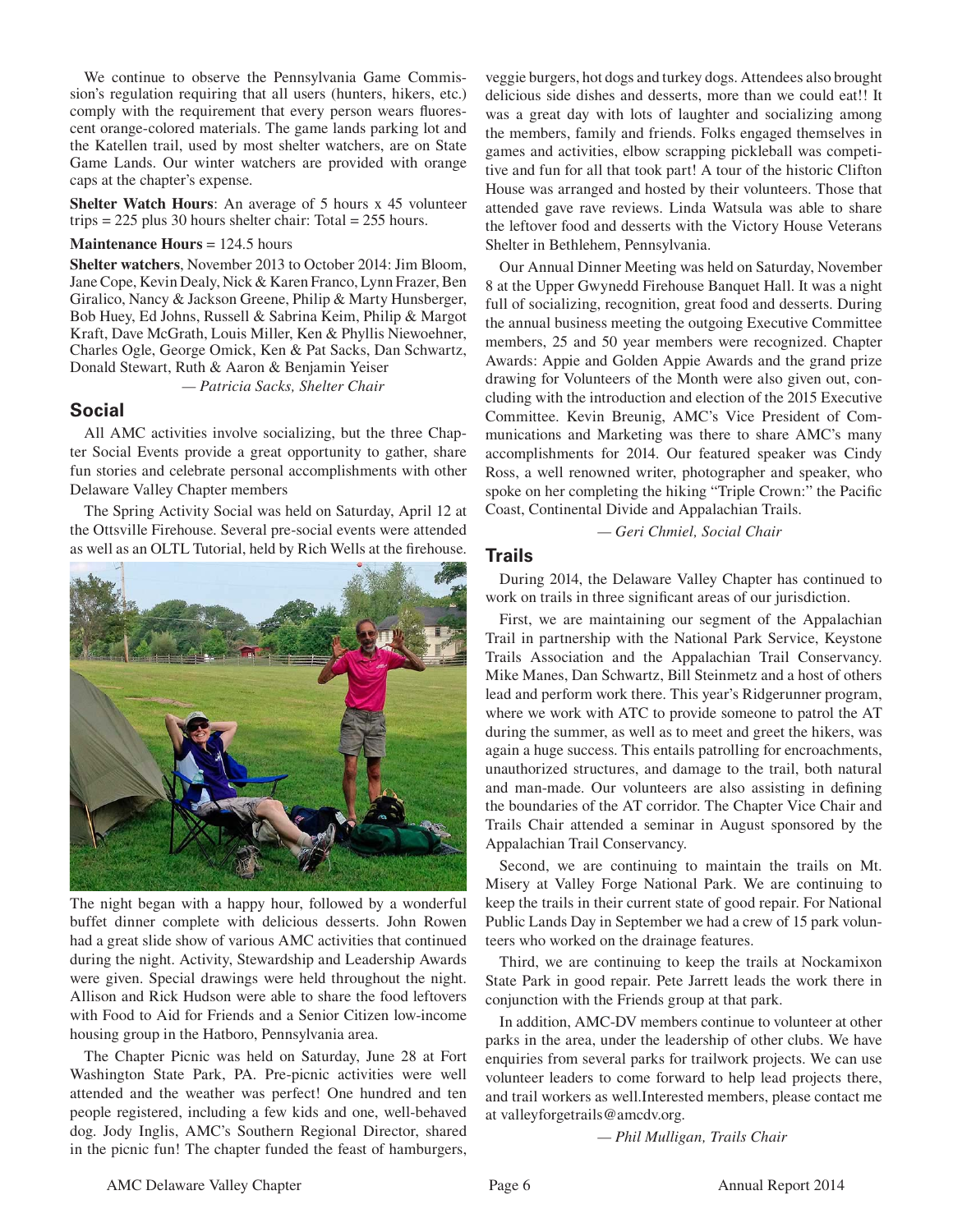We continue to observe the Pennsylvania Game Commission's regulation requiring that all users (hunters, hikers, etc.) comply with the requirement that every person wears fluorescent orange-colored materials. The game lands parking lot and the Katellen trail, used by most shelter watchers, are on State Game Lands. Our winter watchers are provided with orange caps at the chapter's expense.

**Shelter Watch Hours**: An average of 5 hours x 45 volunteer trips = 225 plus 30 hours shelter chair: Total = 255 hours.

**Maintenance Hours** = 124.5 hours

**Shelter watchers**, November 2013 to October 2014: Jim Bloom, Jane Cope, Kevin Dealy, Nick & Karen Franco, Lynn Frazer, Ben Giralico, Nancy & Jackson Greene, Philip & Marty Hunsberger, Bob Huey, Ed Johns, Russell & Sabrina Keim, Philip & Margot Kraft, Dave McGrath, Louis Miller, Ken & Phyllis Niewoehner, Charles Ogle, George Omick, Ken & Pat Sacks, Dan Schwartz, Donald Stewart, Ruth & Aaron & Benjamin Yeiser

*— Patricia Sacks, Shelter Chair*

## Social

All AMC activities involve socializing, but the three Chapter Social Events provide a great opportunity to gather, share fun stories and celebrate personal accomplishments with other Delaware Valley Chapter members

The Spring Activity Social was held on Saturday, April 12 at the Ottsville Firehouse. Several pre-social events were attended as well as an OLTL Tutorial, held by Rich Wells at the firehouse. The night began with a happy hour, followed by a wonderful buffet dinner complete with delicious desserts. John Rowen had a great slide show of various AMC activities that continued during the night. Activity, Stewardship and Leadership Awards were given. Special drawings were held throughout the night. Allison and Rick Hudson were able to share the food leftovers with Food to Aid for Friends and a Senior Citizen low-income housing group in the Hatboro, Pennsylvania area.

The Chapter Picnic was held on Saturday, June 28 at Fort Washington State Park, PA. Pre-picnic activities were well attended and the weather was perfect! One hundred and ten people registered, including a few kids and one, well-behaved dog. Jody Inglis, AMC's Southern Regional Director, shared in the picnic fun! The chapter funded the feast of hamburgers, veggie burgers, hot dogs and turkey dogs. Attendees also brought delicious side dishes and desserts, more than we could eat!! It was a great day with lots of laughter and socializing among the members, family and friends. Folks engaged themselves in games and activities, elbow scrapping pickleball was competitive and fun for all that took part! A tour of the historic Clifton House was arranged and hosted by their volunteers. Those that attended gave rave reviews. Linda Watsula was able to share the leftover food and desserts with the Victory House Veterans Shelter in Bethlehem, Pennsylvania.

Our Annual Dinner Meeting was held on Saturday, November 8 at the Upper Gwynedd Firehouse Banquet Hall. It was a night full of socializing, recognition, great food and desserts. During the annual business meeting the outgoing Executive Committee members, 25 and 50 year members were recognized. Chapter Awards: Appie and Golden Appie Awards and the grand prize drawing for Volunteers of the Month were also given out, concluding with the introduction and election of the 2015 Executive Committee. Kevin Breunig, AMC's Vice President of Communications and Marketing was there to share AMC's many accomplishments for 2014. Our featured speaker was Cindy Ross, a well renowned writer, photographer and speaker, who spoke on her completing the hiking "Triple Crown:" the Pacific Coast, Continental Divide and Appalachian Trails.

*— Geri Chmiel, Social Chair*

## Trails

During 2014, the Delaware Valley Chapter has continued to work on trails in three significant areas of our jurisdiction.

First, we are maintaining our segment of the Appalachian Trail in partnership with the National Park Service, Keystone Trails Association and the Appalachian Trail Conservancy. Mike Manes, Dan Schwartz, Bill Steinmetz and a host of others lead and perform work there. This year's Ridgerunner program, where we work with ATC to provide someone to patrol the AT during the summer, as well as to meet and greet the hikers, was again a huge success. This entails patrolling for encroachments, unauthorized structures, and damage to the trail, both natural and man-made. Our volunteers are also assisting in defining the boundaries of the AT corridor. The Chapter Vice Chair and Trails Chair attended a seminar in August sponsored by the Appalachian Trail Conservancy.

Second, we are continuing to maintain the trails on Mt. Misery at Valley Forge National Park. We are continuing to keep the trails in their current state of good repair. For National Public Lands Day in September we had a crew of 15 park volunteers who worked on the drainage features.

Third, we are continuing to keep the trails at Nockamixon State Park in good repair. Pete Jarrett leads the work there in conjunction with the Friends group at that park.

In addition, AMC-DV members continue to volunteer at other parks in the area, under the leadership of other clubs. We have enquiries from several parks for trailwork projects. We can use volunteer leaders to come forward to help lead projects there, and trail workers as well.Interested members, please contact me at valleyforgetrails@amcdv.org.

*— Phil Mulligan, Trails Chair*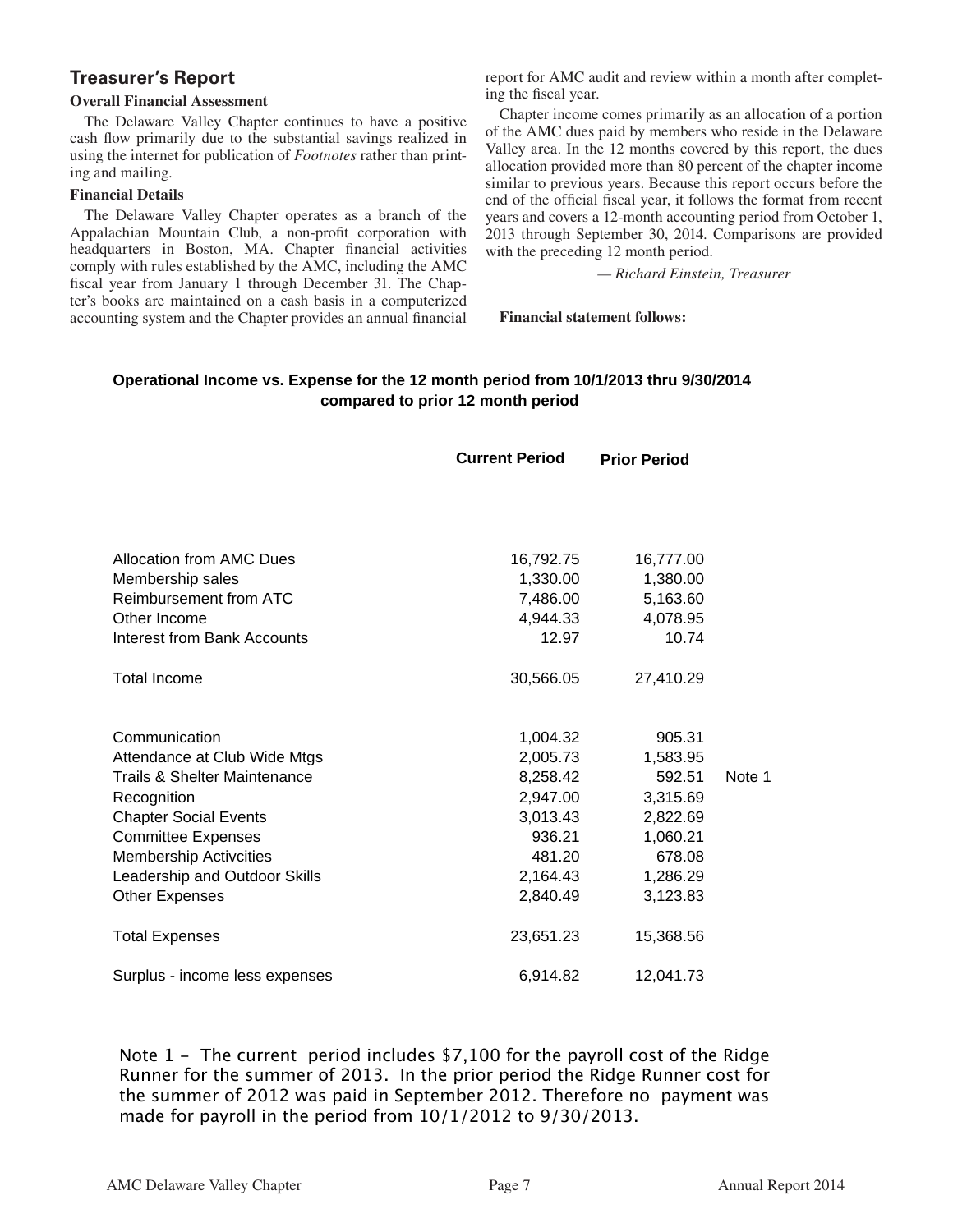## Treasurer's Report

### Overall Financial Assessment

The Delaware Valley Chapter continues to have a positive cash flow primarily due to the substantial savings realized in using the internet for publication of *Footnotes* rather than printing and mailing.

### Financial Details

The Delaware Valley Chapter operates as a branch of the Appalachian Mountain Club, a non-profit corporation with headquarters in Boston, MA. Chapter financial activities comply with rules established by the AMC, including the AMC fiscal year from January 1 through December 31. The Chapter's books are maintained on a cash basis in a computerized accounting system and the Chapter provides an annual financial report for AMC audit and review within a month after completing the fiscal year.

Chapter income comes primarily as an allocation of a portion of the AMC dues paid by members who reside in the Delaware Valley area. In the 12 months covered by this report, the dues allocation provided more than 80 percent of the chapter income similar to previous years. Because this report occurs before the end of the official fiscal year, it follows the format from recent years and covers a 12-month accounting period from October 1, 2013 through September 30, 2014. Comparisons are provided with the preceding 12 month period.

*— Richard Einstein, Treasurer*

**Financial statement follows:**

**Operational Income vs. Expense for the 12 month period from 10/1/2013 thru 9/30/2014 compared to prior 12 month period**

| | Current Period | Prior Period | |
|---|---|---|---|
| Allocation from AMC Dues | 16,792.75 | 16,777.00 | |
| Membership sales | 1,330.00 | 1,380.00 | |
| Reimbursement from ATC | 7,486.00 | 5,163.60 | |
| Other Income | 4,944.33 | 4,078.95 | |
| Interest from Bank Accounts | 12.97 | 10.74 | |
| Total Income | 30,566.05 | 27,410.29 | |
| Communication | 1,004.32 | 905.31 | |
| Attendance at Club Wide Mtgs | 2,005.73 | 1,583.95 | |
| Trails & Shelter Maintenance | 8,258.42 | 592.51 | Note 1 |
| Recognition | 2,947.00 | 3,315.69 | |
| Chapter Social Events | 3,013.43 | 2,822.69 | |
| Committee Expenses | 936.21 | 1,060.21 | |
| Membership Activcities | 481.20 | 678.08 | |
| Leadership and Outdoor Skills | 2,164.43 | 1,286.29 | |
| Other Expenses | 2,840.49 | 3,123.83 | |
| Total Expenses | 23,651.23 | 15,368.56 | |
| Surplus - income less expenses | 6,914.82 | 12,041.73 | |

Note 1 - The current period includes $7,100 for the payroll cost of the Ridge Runner for the summer of 2013. In the prior period the Ridge Runner cost for the summer of 2012 was paid in September 2012. Therefore no payment was made for payroll in the period from 10/1/2012 to 9/30/2013.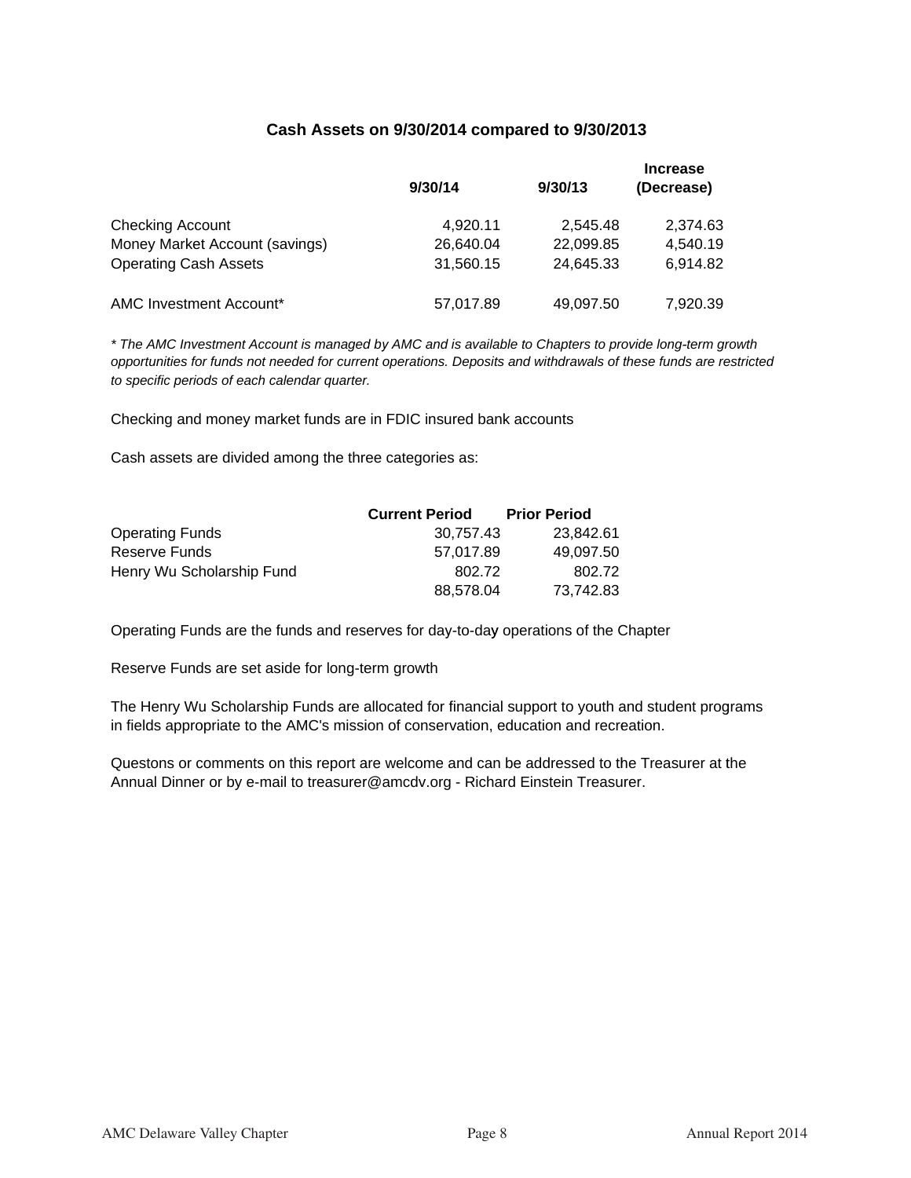## Cash Assets on 9/30/2014 compared to 9/30/2013

| | 9/30/14 | 9/30/13 | Increase (Decrease) |
|---|---|---|---|
| Checking Account | 4,920.11 | 2,545.48 | 2,374.63 |
| Money Market Account (savings) | 26,640.04 | 22,099.85 | 4,540.19 |
| Operating Cash Assets | 31,560.15 | 24,645.33 | 6,914.82 |
| | | | |
| AMC Investment Account* | 57,017.89 | 49,097.50 | 7,920.39 |

*\* The AMC Investment Account is managed by AMC and is available to Chapters to provide long-term growth opportunities for funds not needed for current operations. Deposits and withdrawals of these funds are restricted to specific periods of each calendar quarter.*

Checking and money market funds are in FDIC insured bank accounts

Cash assets are divided among the three categories as:

| | Current Period | Prior Period |
|---|---|---|
| Operating Funds | 30,757.43 | 23,842.61 |
| Reserve Funds | 57,017.89 | 49,097.50 |
| Henry Wu Scholarship Fund | 802.72 | 802.72 |
| | 88,578.04 | 73,742.83 |

Operating Funds are the funds and reserves for day-to-day operations of the Chapter

Reserve Funds are set aside for long-term growth

The Henry Wu Scholarship Funds are allocated for financial support to youth and student programs in fields appropriate to the AMC's mission of conservation, education and recreation.

Questons or comments on this report are welcome and can be addressed to the Treasurer at the Annual Dinner or by e-mail to treasurer@amcdv.org - Richard Einstein Treasurer.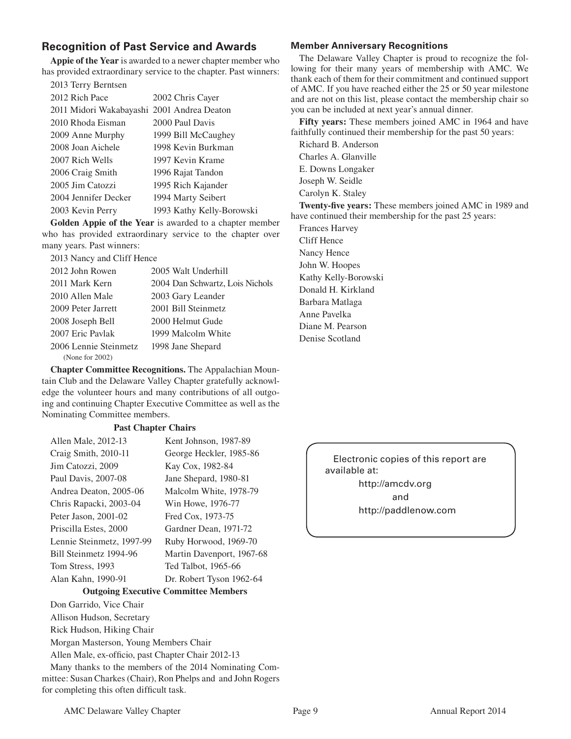## Recognition of Past Service and Awards

**Appie of the Year** is awarded to a newer chapter member who has provided extraordinary service to the chapter. Past winners:

2013 Terry Berntsen

| | |
|---|---|
| 2012 Rich Pace | 2002 Chris Cayer |
| 2011 Midori Wakabayashi | 2001 Andrea Deaton |
| 2010 Rhoda Eisman | 2000 Paul Davis |
| 2009 Anne Murphy | 1999 Bill McCaughey |
| 2008 Joan Aichele | 1998 Kevin Burkman |
| 2007 Rich Wells | 1997 Kevin Krame |
| 2006 Craig Smith | 1996 Rajat Tandon |
| 2005 Jim Catozzi | 1995 Rich Kajander |
| 2004 Jennifer Decker | 1994 Marty Seibert |
| 2003 Kevin Perry | 1993 Kathy Kelly-Borowski |

**Golden Appie of the Year** is awarded to a chapter member who has provided extraordinary service to the chapter over many years. Past winners:

2013 Nancy and Cliff Hence

| | |
|---|---|
| 2012 John Rowen | 2005 Walt Underhill |
| 2011 Mark Kern | 2004 Dan Schwartz, Lois Nichols |
| 2010 Allen Male | 2003 Gary Leander |
| 2009 Peter Jarrett | 2001 Bill Steinmetz |
| 2008 Joseph Bell | 2000 Helmut Gude |
| 2007 Eric Pavlak | 1999 Malcolm White |
| 2006 Lennie Steinmetz | 1998 Jane Shepard |
| (None for 2002) | |

**Chapter Committee Recognitions.** The Appalachian Mountain Club and the Delaware Valley Chapter gratefully acknowledge the volunteer hours and many contributions of all outgoing and continuing Chapter Executive Committee as well as the Nominating Committee members.

**Past Chapter Chairs**

| | |
|---|---|
| Allen Male, 2012-13 | Kent Johnson, 1987-89 |
| Craig Smith, 2010-11 | George Heckler, 1985-86 |
| Jim Catozzi, 2009 | Kay Cox, 1982-84 |
| Paul Davis, 2007-08 | Jane Shepard, 1980-81 |
| Andrea Deaton, 2005-06 | Malcolm White, 1978-79 |
| Chris Rapacki, 2003-04 | Win Howe, 1976-77 |
| Peter Jason, 2001-02 | Fred Cox, 1973-75 |
| Priscilla Estes, 2000 | Gardner Dean, 1971-72 |
| Lennie Steinmetz, 1997-99 | Ruby Horwood, 1969-70 |
| Bill Steinmetz 1994-96 | Martin Davenport, 1967-68 |
| Tom Stress, 1993 | Ted Talbot, 1965-66 |
| Alan Kahn, 1990-91 | Dr. Robert Tyson 1962-64 |

**Outgoing Executive Committee Members**

Don Garrido, Vice Chair

Allison Hudson, Secretary

Rick Hudson, Hiking Chair

Morgan Masterson, Young Members Chair

Allen Male, ex-officio, past Chapter Chair 2012-13

Many thanks to the members of the 2014 Nominating Committee: Susan Charkes (Chair), Ron Phelps and and John Rogers for completing this often difficult task.

### Member Anniversary Recognitions

The Delaware Valley Chapter is proud to recognize the following for their many years of membership with AMC. We thank each of them for their commitment and continued support of AMC. If you have reached either the 25 or 50 year milestone and are not on this list, please contact the membership chair so you can be included at next year's annual dinner.

**Fifty years:** These members joined AMC in 1964 and have faithfully continued their membership for the past 50 years:

Richard B. Anderson

Charles A. Glanville

E. Downs Longaker

Joseph W. Seidle

Carolyn K. Staley

**Twenty-five years:** These members joined AMC in 1989 and have continued their membership for the past 25 years:

Frances Harvey

Cliff Hence

Nancy Hence

John W. Hoopes

Kathy Kelly-Borowski

Donald H. Kirkland

Barbara Matlaga

Anne Pavelka

Diane M. Pearson

Denise Scotland

Electronic copies of this report are available at:

http://amcdv.org

and

http://paddlenow.com